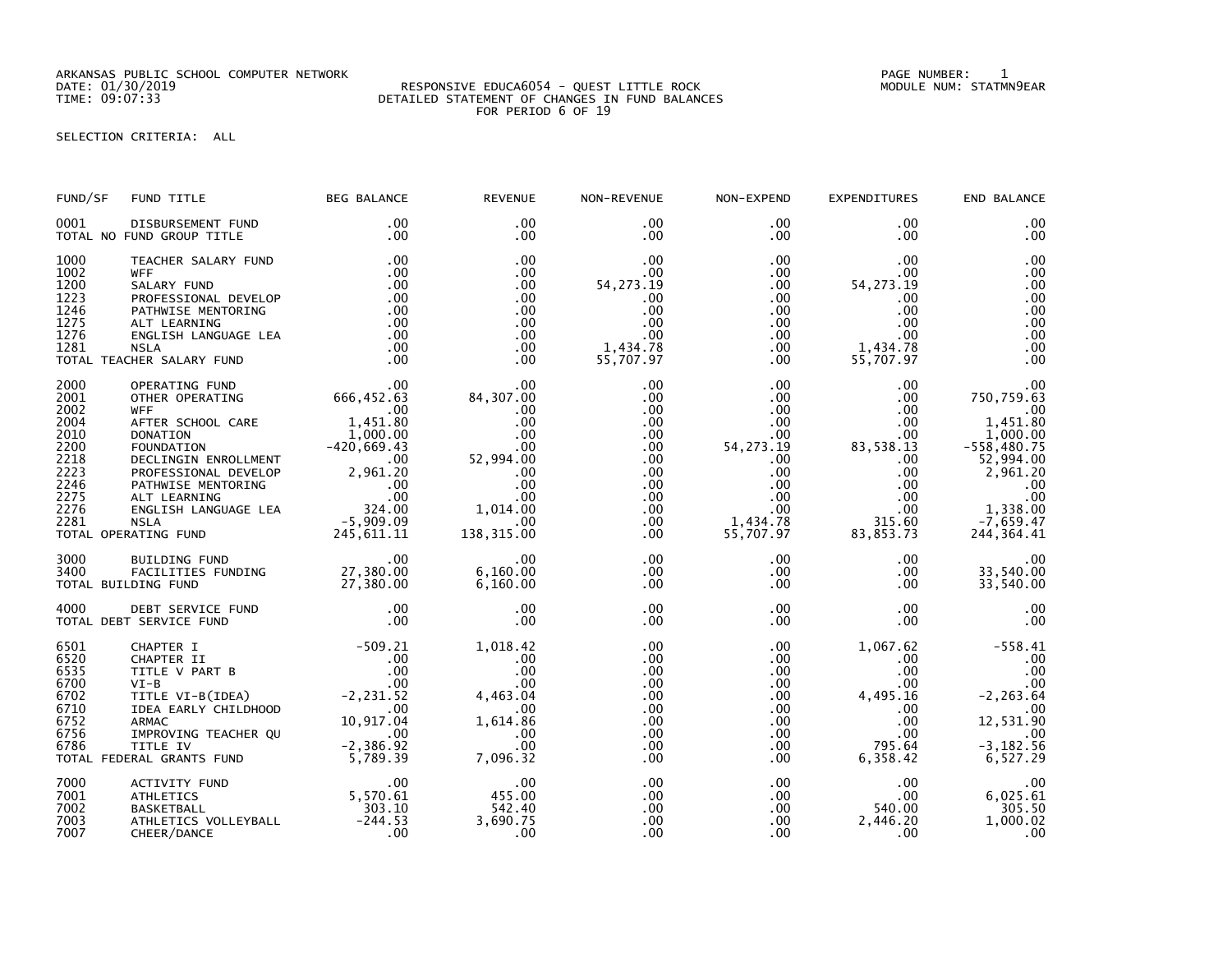ARKANSAS PUBLIC SCHOOL COMPUTER NETWORK
DATE: 01/30/2019
TIME: 09:07:33

RESPONSIVE EDUCA6054 - QUEST LITTLE ROCK
DETAILED STATEMENT OF CHANGES IN FUND BALANCES
FOR PERIOD 6 OF 19

PAGE NUMBER: 1
MODULE NUM: STATMN9EAR

SELECTION CRITERIA: ALL

| FUND/SF | FUND TITLE | BEG BALANCE | REVENUE | NON-REVENUE | NON-EXPEND | EXPENDITURES | END BALANCE |
|---|---|---|---|---|---|---|---|
| 0001 | DISBURSEMENT FUND | .00 | .00 | .00 | .00 | .00 | .00 |
| | TOTAL NO FUND GROUP TITLE | .00 | .00 | .00 | .00 | .00 | .00 |
| 1000 | TEACHER SALARY FUND | .00 | .00 | .00 | .00 | .00 | .00 |
| 1002 | WFF | .00 | .00 | .00 | .00 | .00 | .00 |
| 1200 | SALARY FUND | .00 | .00 | 54,273.19 | .00 | 54,273.19 | .00 |
| 1223 | PROFESSIONAL DEVELOP | .00 | .00 | .00 | .00 | .00 | .00 |
| 1246 | PATHWISE MENTORING | .00 | .00 | .00 | .00 | .00 | .00 |
| 1275 | ALT LEARNING | .00 | .00 | .00 | .00 | .00 | .00 |
| 1276 | ENGLISH LANGUAGE LEA | .00 | .00 | .00 | .00 | .00 | .00 |
| 1281 | NSLA | .00 | .00 | 1,434.78 | .00 | 1,434.78 | .00 |
| | TOTAL TEACHER SALARY FUND | .00 | .00 | 55,707.97 | .00 | 55,707.97 | .00 |
| 2000 | OPERATING FUND | .00 | .00 | .00 | .00 | .00 | .00 |
| 2001 | OTHER OPERATING | 666,452.63 | 84,307.00 | .00 | .00 | .00 | 750,759.63 |
| 2002 | WFF | .00 | .00 | .00 | .00 | .00 | .00 |
| 2004 | AFTER SCHOOL CARE | 1,451.80 | .00 | .00 | .00 | .00 | 1,451.80 |
| 2010 | DONATION | 1,000.00 | .00 | .00 | .00 | .00 | 1,000.00 |
| 2200 | FOUNDATION | -420,669.43 | .00 | .00 | 54,273.19 | 83,538.13 | -558,480.75 |
| 2218 | DECLINGIN ENROLLMENT | .00 | 52,994.00 | .00 | .00 | .00 | 52,994.00 |
| 2223 | PROFESSIONAL DEVELOP | 2,961.20 | .00 | .00 | .00 | .00 | 2,961.20 |
| 2246 | PATHWISE MENTORING | .00 | .00 | .00 | .00 | .00 | .00 |
| 2275 | ALT LEARNING | .00 | .00 | .00 | .00 | .00 | .00 |
| 2276 | ENGLISH LANGUAGE LEA | 324.00 | 1,014.00 | .00 | .00 | .00 | 1,338.00 |
| 2281 | NSLA | -5,909.09 | .00 | .00 | 1,434.78 | 315.60 | -7,659.47 |
| | TOTAL OPERATING FUND | 245,611.11 | 138,315.00 | .00 | 55,707.97 | 83,853.73 | 244,364.41 |
| 3000 | BUILDING FUND | .00 | .00 | .00 | .00 | .00 | .00 |
| 3400 | FACILITIES FUNDING | 27,380.00 | 6,160.00 | .00 | .00 | .00 | 33,540.00 |
| | TOTAL BUILDING FUND | 27,380.00 | 6,160.00 | .00 | .00 | .00 | 33,540.00 |
| 4000 | DEBT SERVICE FUND | .00 | .00 | .00 | .00 | .00 | .00 |
| | TOTAL DEBT SERVICE FUND | .00 | .00 | .00 | .00 | .00 | .00 |
| 6501 | CHAPTER I | -509.21 | 1,018.42 | .00 | .00 | 1,067.62 | -558.41 |
| 6520 | CHAPTER II | .00 | .00 | .00 | .00 | .00 | .00 |
| 6535 | TITLE V PART B | .00 | .00 | .00 | .00 | .00 | .00 |
| 6700 | VI-B | .00 | .00 | .00 | .00 | .00 | .00 |
| 6702 | TITLE VI-B(IDEA) | -2,231.52 | 4,463.04 | .00 | .00 | 4,495.16 | -2,263.64 |
| 6710 | IDEA EARLY CHILDHOOD | .00 | .00 | .00 | .00 | .00 | .00 |
| 6752 | ARMAC | 10,917.04 | 1,614.86 | .00 | .00 | .00 | 12,531.90 |
| 6756 | IMPROVING TEACHER QU | .00 | .00 | .00 | .00 | .00 | .00 |
| 6786 | TITLE IV | -2,386.92 | .00 | .00 | .00 | 795.64 | -3,182.56 |
| | TOTAL FEDERAL GRANTS FUND | 5,789.39 | 7,096.32 | .00 | .00 | 6,358.42 | 6,527.29 |
| 7000 | ACTIVITY FUND | .00 | .00 | .00 | .00 | .00 | .00 |
| 7001 | ATHLETICS | 5,570.61 | 455.00 | .00 | .00 | .00 | 6,025.61 |
| 7002 | BASKETBALL | 303.10 | 542.40 | .00 | .00 | 540.00 | 305.50 |
| 7003 | ATHLETICS VOLLEYBALL | -244.53 | 3,690.75 | .00 | .00 | 2,446.20 | 1,000.02 |
| 7007 | CHEER/DANCE | .00 | .00 | .00 | .00 | .00 | .00 |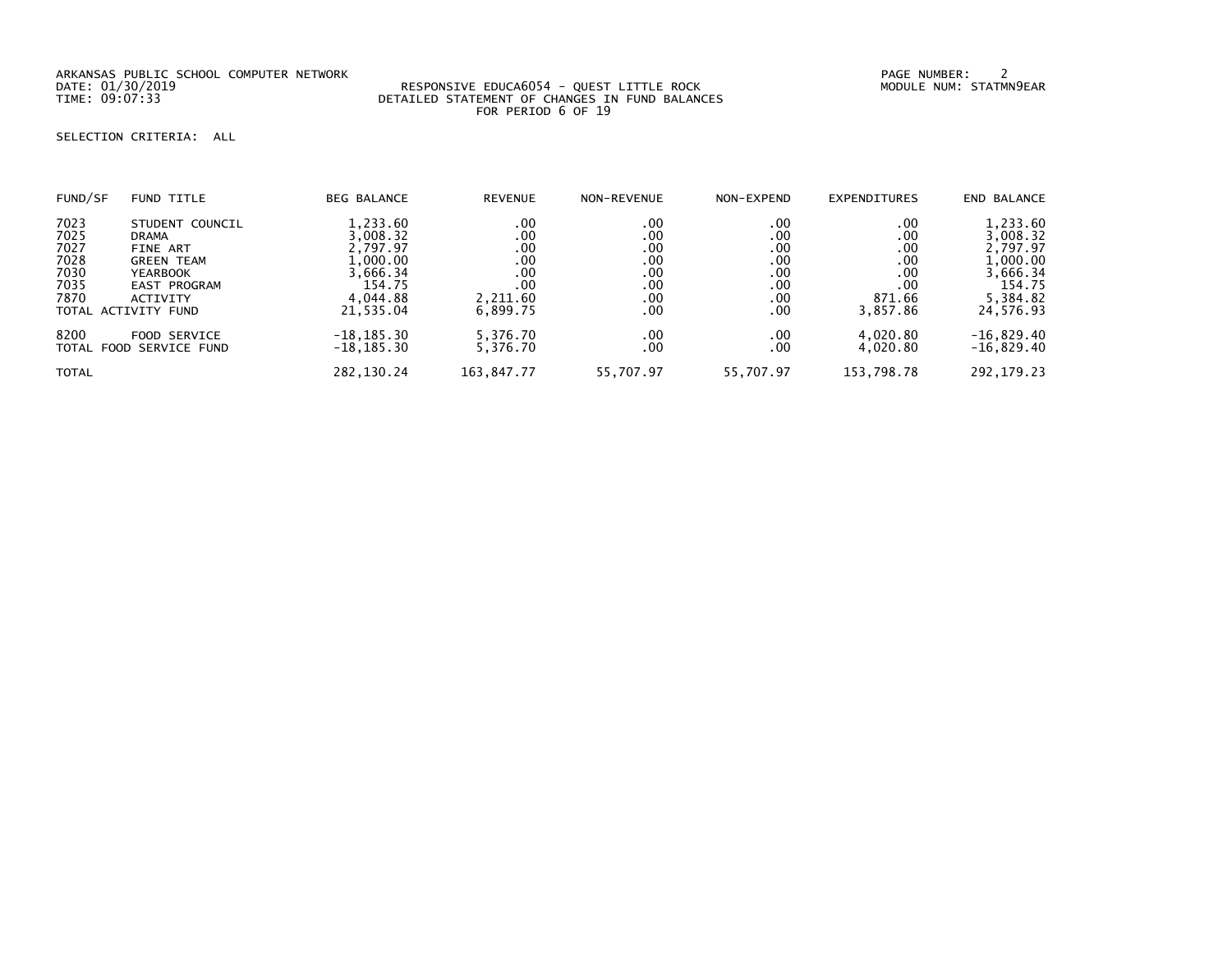ARKANSAS PUBLIC SCHOOL COMPUTER NETWORK
DATE: 01/30/2019
TIME: 09:07:33

RESPONSIVE EDUCA6054 - QUEST LITTLE ROCK
DETAILED STATEMENT OF CHANGES IN FUND BALANCES
FOR PERIOD 6 OF 19

MODULE NUM: STATMN9EAR

SELECTION CRITERIA: ALL

| FUND/SF | FUND TITLE | BEG BALANCE | REVENUE | NON-REVENUE | NON-EXPEND | EXPENDITURES | END BALANCE |
|---|---|---|---|---|---|---|---|
| 7023 | STUDENT COUNCIL | 1,233.60 | .00 | .00 | .00 | .00 | 1,233.60 |
| 7025 | DRAMA | 3,008.32 | .00 | .00 | .00 | .00 | 3,008.32 |
| 7027 | FINE ART | 2,797.97 | .00 | .00 | .00 | .00 | 2,797.97 |
| 7028 | GREEN TEAM | 1,000.00 | .00 | .00 | .00 | .00 | 1,000.00 |
| 7030 | YEARBOOK | 3,666.34 | .00 | .00 | .00 | .00 | 3,666.34 |
| 7035 | EAST PROGRAM | 154.75 | .00 | .00 | .00 | .00 | 154.75 |
| 7870 | ACTIVITY | 4,044.88 | 2,211.60 | .00 | .00 | 871.66 | 5,384.82 |
| TOTAL ACTIVITY FUND | | 21,535.04 | 6,899.75 | .00 | .00 | 3,857.86 | 24,576.93 |
| 8200 | FOOD SERVICE | -18,185.30 | 5,376.70 | .00 | .00 | 4,020.80 | -16,829.40 |
| TOTAL FOOD SERVICE FUND | | -18,185.30 | 5,376.70 | .00 | .00 | 4,020.80 | -16,829.40 |
| TOTAL | | 282,130.24 | 163,847.77 | 55,707.97 | 55,707.97 | 153,798.78 | 292,179.23 |